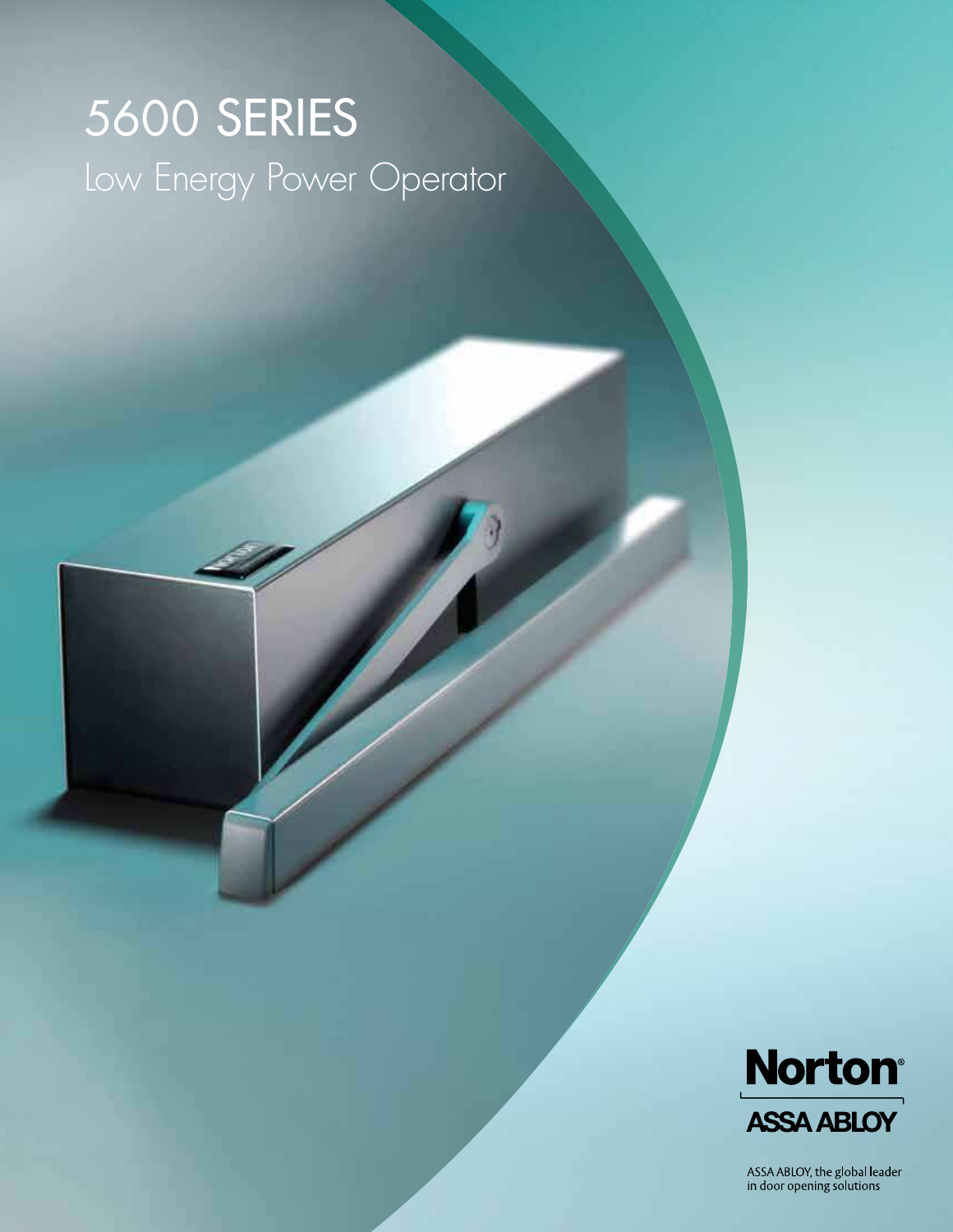# 5600 SERIES

## Low Energy Power Operator

Norton®

ASSA ABLOY

ASSA ABLOY, the global leader in door opening solutions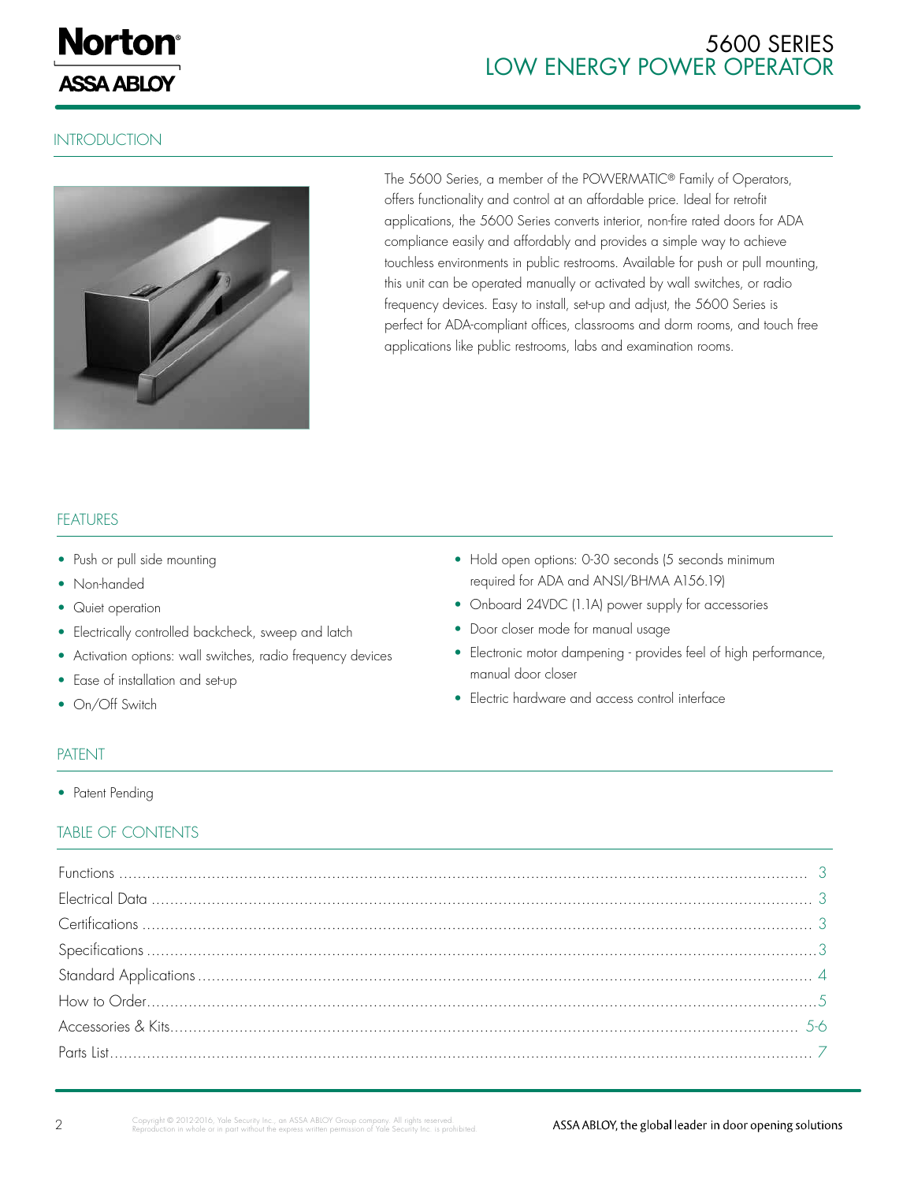# 5600 SERIES LOW ENERGY POWER OPERATOR

## INTRODUCTION

The 5600 Series, a member of the POWERMATIC® Family of Operators, offers functionality and control at an affordable price. Ideal for retrofit applications, the 5600 Series converts interior, non-fire rated doors for ADA compliance easily and affordably and provides a simple way to achieve touchless environments in public restrooms. Available for push or pull mounting, this unit can be operated manually or activated by wall switches, or radio frequency devices. Easy to install, set-up and adjust, the 5600 Series is perfect for ADA-compliant offices, classrooms and dorm rooms, and touch free applications like public restrooms, labs and examination rooms.

## FEATURES

- Push or pull side mounting
- Non-handed
- Quiet operation
- Electrically controlled backcheck, sweep and latch
- Activation options: wall switches, radio frequency devices
- Ease of installation and set-up
- On/Off Switch
- Hold open options: 0-30 seconds (5 seconds minimum required for ADA and ANSI/BHMA A156.19)
- Onboard 24VDC (1.1A) power supply for accessories
- Door closer mode for manual usage
- Electronic motor dampening - provides feel of high performance, manual door closer
- Electric hardware and access control interface

## PATENT

- Patent Pending

## TABLE OF CONTENTS

| | |
|---|---|
| Functions | 3 |
| Electrical Data | 3 |
| Certifications | 3 |
| Specifications | 3 |
| Standard Applications | 4 |
| How to Order | 5 |
| Accessories & Kits | 5-6 |
| Parts List | 7 |

Copyright © 2012-2016, Yale Security Inc., an ASSA ABLOY Group company. All rights reserved. Reproduction in whole or in part without the express written permission of Yale Security Inc. is prohibited.

ASSA ABLOY, the global leader in door opening solutions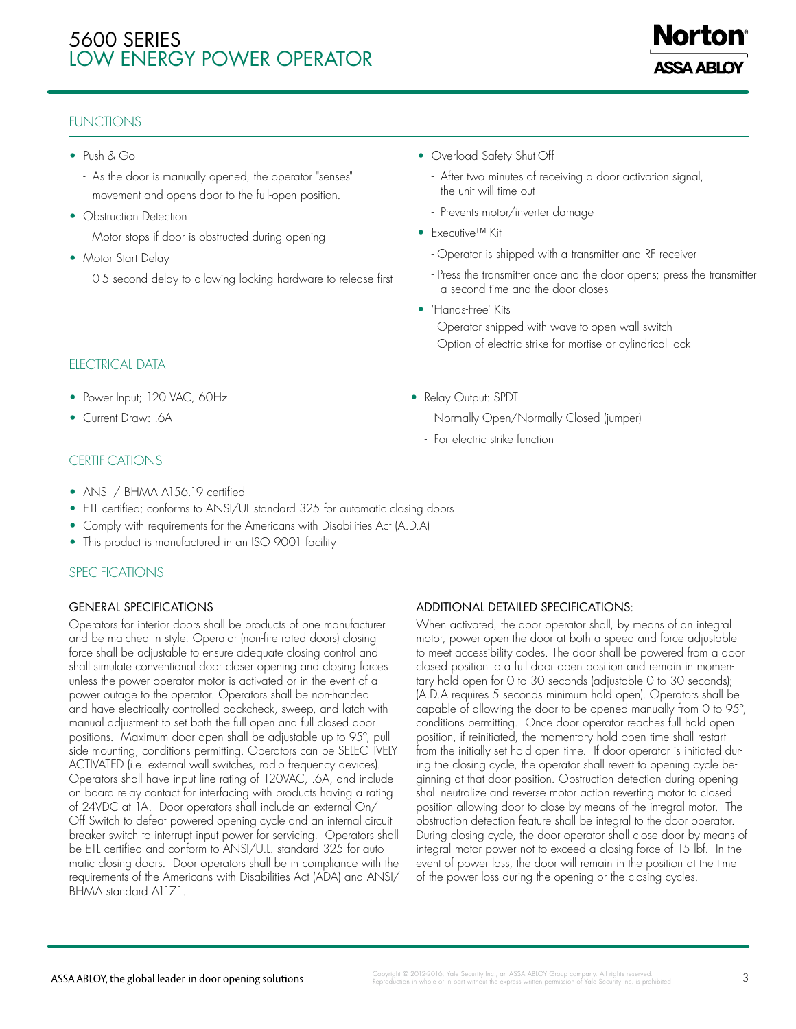# 5600 SERIES
## LOW ENERGY POWER OPERATOR

## FUNCTIONS

- Push & Go
  - As the door is manually opened, the operator "senses" movement and opens door to the full-open position.
- Obstruction Detection
  - Motor stops if door is obstructed during opening
- Motor Start Delay
  - 0-5 second delay to allowing locking hardware to release first
- Overload Safety Shut-Off
  - After two minutes of receiving a door activation signal, the unit will time out
  - Prevents motor/inverter damage
- Executive™ Kit
  - Operator is shipped with a transmitter and RF receiver
  - Press the transmitter once and the door opens; press the transmitter a second time and the door closes
- 'Hands-Free' Kits
  - Operator shipped with wave-to-open wall switch
  - Option of electric strike for mortise or cylindrical lock

## ELECTRICAL DATA

- Power Input; 120 VAC, 60Hz
- Current Draw: .6A
- Relay Output: SPDT
  - Normally Open/Normally Closed (jumper)
  - For electric strike function

## CERTIFICATIONS

- ANSI / BHMA A156.19 certified
- ETL certified; conforms to ANSI/UL standard 325 for automatic closing doors
- Comply with requirements for the Americans with Disabilities Act (A.D.A)
- This product is manufactured in an ISO 9001 facility

## SPECIFICATIONS

### GENERAL SPECIFICATIONS

Operators for interior doors shall be products of one manufacturer and be matched in style. Operator (non-fire rated doors) closing force shall be adjustable to ensure adequate closing control and shall simulate conventional door closer opening and closing forces unless the power operator motor is activated or in the event of a power outage to the operator. Operators shall be non-handed and have electrically controlled backcheck, sweep, and latch with manual adjustment to set both the full open and full closed door positions. Maximum door open shall be adjustable up to 95°, pull side mounting, conditions permitting. Operators can be SELECTIVELY ACTIVATED (i.e. external wall switches, radio frequency devices). Operators shall have input line rating of 120VAC, .6A, and include on board relay contact for interfacing with products having a rating of 24VDC at 1A. Door operators shall include an external On/Off Switch to defeat powered opening cycle and an internal circuit breaker switch to interrupt input power for servicing. Operators shall be ETL certified and conform to ANSI/U.L. standard 325 for automatic closing doors. Door operators shall be in compliance with the requirements of the Americans with Disabilities Act (ADA) and ANSI/BHMA standard A117.1.

### ADDITIONAL DETAILED SPECIFICATIONS:

When activated, the door operator shall, by means of an integral motor, power open the door at both a speed and force adjustable to meet accessibility codes. The door shall be powered from a door closed position to a full door open position and remain in momentary hold open for 0 to 30 seconds (adjustable 0 to 30 seconds); (A.D.A requires 5 seconds minimum hold open). Operators shall be capable of allowing the door to be opened manually from 0 to 95°, conditions permitting. Once door operator reaches full hold open position, if reinitiated, the momentary hold open time shall restart from the initially set hold open time. If door operator is initiated during the closing cycle, the operator shall revert to opening cycle beginning at that door position. Obstruction detection during opening shall neutralize and reverse motor action reverting motor to closed position allowing door to close by means of the integral motor. The obstruction detection feature shall be integral to the door operator. During closing cycle, the door operator shall close door by means of integral motor power not to exceed a closing force of 15 lbf. In the event of power loss, the door will remain in the position at the time of the power loss during the opening or the closing cycles.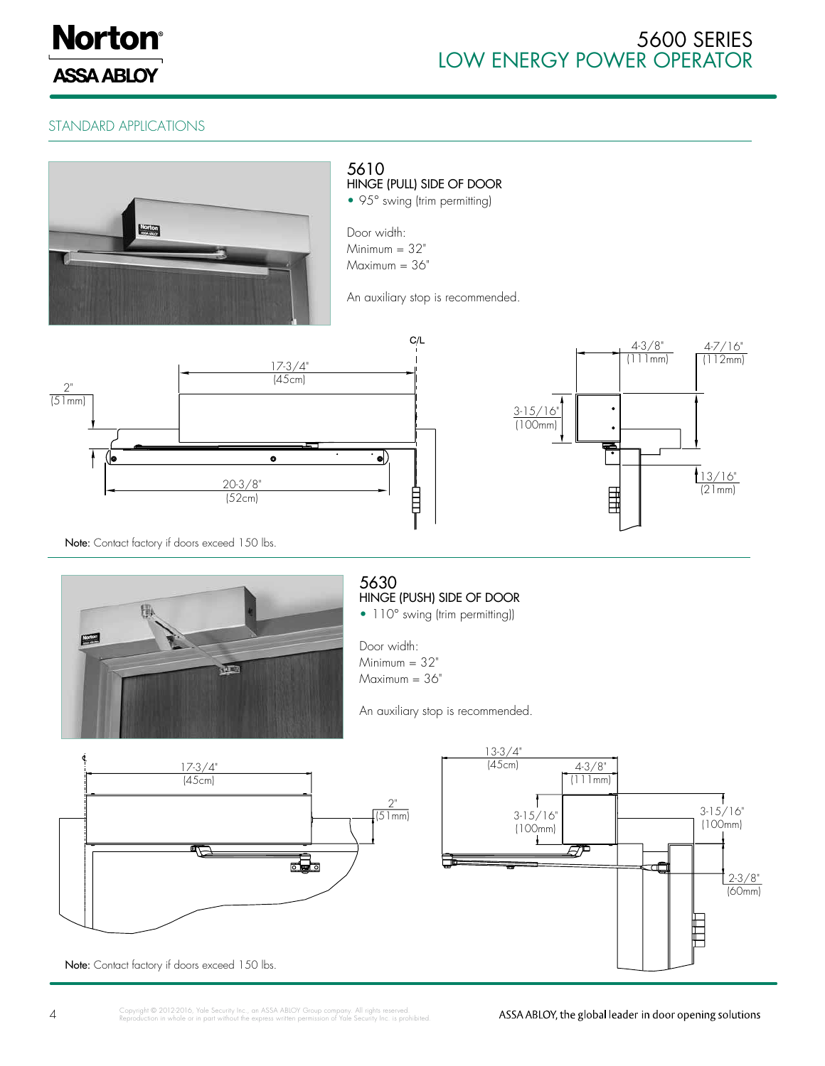## STANDARD APPLICATIONS

### 5610
HINGE (PULL) SIDE OF DOOR

- 95° swing (trim permitting)

Door width:
Minimum = 32"
Maximum = 36"

An auxiliary stop is recommended.

C/L

17-3/4" (45cm)

2" (51mm)

20-3/8" (52cm)

4-3/8" (111mm)

4-7/16" (112mm)

3-15/16" (100mm)

13/16" (21mm)

**Note:** Contact factory if doors exceed 150 lbs.

### 5630
HINGE (PUSH) SIDE OF DOOR

- 110° swing (trim permitting))

Door width:
Minimum = 32"
Maximum = 36"

An auxiliary stop is recommended.

17-3/4" (45cm)

2" (51mm)

13-3/4" (45cm)

4-3/8" (111mm)

3-15/16" (100mm)

3-15/16" (100mm)

2-3/8" (60mm)

**Note:** Contact factory if doors exceed 150 lbs.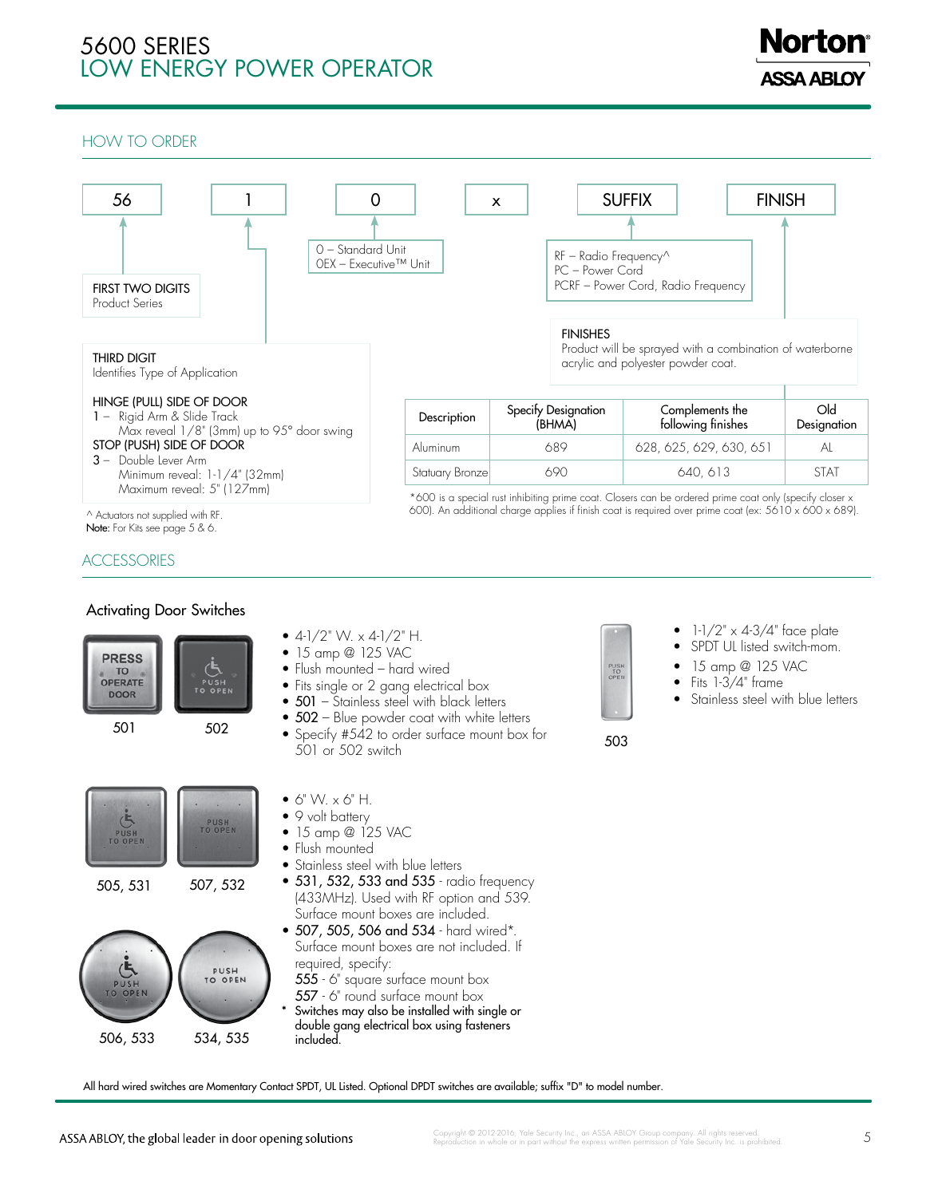# 5600 SERIES
## LOW ENERGY POWER OPERATOR

## HOW TO ORDER

| 56 | 1 | 0 | x | SUFFIX | FINISH |
|---|---|---|---|---|---|

**FIRST TWO DIGITS**
Product Series

**THIRD DIGIT**
Identifies Type of Application

**HINGE (PULL) SIDE OF DOOR**
1 – Rigid Arm & Slide Track
Max reveal 1/8" (3mm) up to 95° door swing

**STOP (PUSH) SIDE OF DOOR**
3 – Double Lever Arm
Minimum reveal: 1-1/4" (32mm)
Maximum reveal: 5" (127mm)

0 – Standard Unit
0EX – Executive™ Unit

RF – Radio Frequency^
PC – Power Cord
PCRF – Power Cord, Radio Frequency

**FINISHES**
Product will be sprayed with a combination of waterborne acrylic and polyester powder coat.

| Description | Specify Designation (BHMA) | Complements the following finishes | Old Designation |
|---|---|---|---|
| Aluminum | 689 | 628, 625, 629, 630, 651 | AL |
| Statuary Bronze | 690 | 640, 613 | STAT |

*600 is a special rust inhibiting prime coat. Closers can be ordered prime coat only (specify closer x 600). An additional charge applies if finish coat is required over prime coat (ex: 5610 x 600 x 689).

^ Actuators not supplied with RF.
**Note:** For Kits see page 5 & 6.

## ACCESSORIES

### Activating Door Switches

501 502

- 4-1/2" W. x 4-1/2" H.
- 15 amp @ 125 VAC
- Flush mounted – hard wired
- Fits single or 2 gang electrical box
- **501** – Stainless steel with black letters
- **502** – Blue powder coat with white letters
- Specify #542 to order surface mount box for 501 or 502 switch

503

- 1-1/2" x 4-3/4" face plate
- SPDT UL listed switch-mom.
- 15 amp @ 125 VAC
- Fits 1-3/4" frame
- Stainless steel with blue letters

505, 531 507, 532

506, 533 534, 535

- 6" W. x 6" H.
- 9 volt battery
- 15 amp @ 125 VAC
- Flush mounted
- Stainless steel with blue letters
- **531, 532, 533 and 535** - radio frequency (433MHz). Used with RF option and 539. Surface mount boxes are included.
- **507, 505, 506 and 534** - hard wired*. Surface mount boxes are not included. If required, specify:
  *555* - 6" square surface mount box
  *557* - 6" round surface mount box

\* Switches may also be installed with single or double gang electrical box using fasteners included.

All hard wired switches are Momentary Contact SPDT, UL Listed. Optional DPDT switches are available; suffix "D" to model number.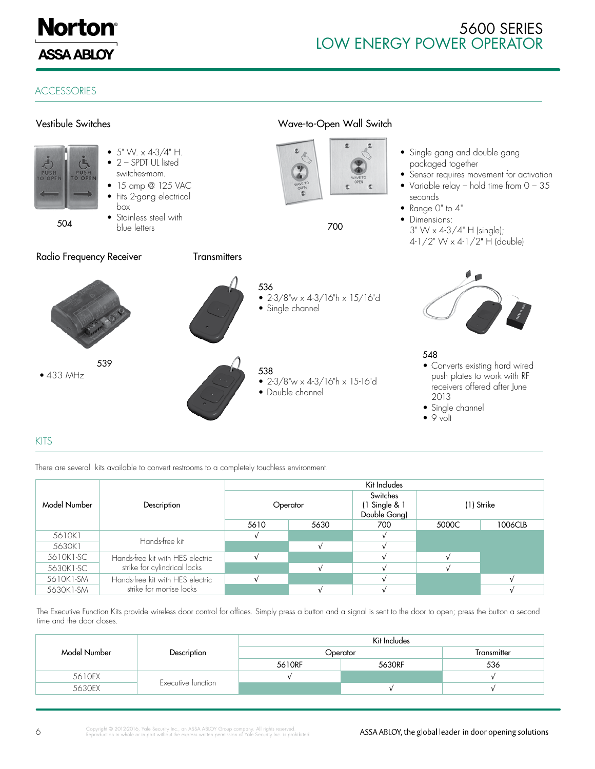# 5600 SERIES LOW ENERGY POWER OPERATOR

## ACCESSORIES

### Vestibule Switches

504

- 5" W. x 4-3/4" H.
- 2 – SPDT UL listed switches-mom.
- 15 amp @ 125 VAC
- Fits 2-gang electrical box
- Stainless steel with blue letters

### Wave-to-Open Wall Switch

700

- Single gang and double gang packaged together
- Sensor requires movement for activation
- Variable relay – hold time from 0 – 35 seconds
- Range 0" to 4"
- Dimensions: 3" W x 4-3/4" H (single); 4-1/2" W x 4-1/2" H (double)

### Radio Frequency Receiver

539

- 433 MHz

### Transmitters

536
- 2-3/8"w x 4-3/16"h x 15/16"d
- Single channel

538
- 2-3/8"w x 4-3/16"h x 15-16"d
- Double channel

548
- Converts existing hard wired push plates to work with RF receivers offered after June 2013
- Single channel
- 9 volt

## KITS

There are several kits available to convert restrooms to a completely touchless environment.

| Model Number | Description | Kit Includes | | | | |
|---|---|---|---|---|---|---|
| | | Operator | | Switches (1 Single & 1 Double Gang) | (1) Strike | |
| | | 5610 | 5630 | 700 | 5000C | 1006CLB |
| 5610K1 | Hands-free kit | √ | | √ | | |
| 5630K1 | Hands-free kit | | √ | √ | | |
| 5610K1-SC | Hands-free kit with HES electric strike for cylindrical locks | √ | | √ | √ | |
| 5630K1-SC | Hands-free kit with HES electric strike for cylindrical locks | | √ | √ | √ | |
| 5610K1-SM | Hands-free kit with HES electric strike for mortise locks | √ | | √ | | √ |
| 5630K1-SM | Hands-free kit with HES electric strike for mortise locks | | √ | √ | | √ |

The Executive Function Kits provide wireless door control for offices. Simply press a button and a signal is sent to the door to open; press the button a second time and the door closes.

| Model Number | Description | Kit Includes | | |
|---|---|---|---|---|
| | | Operator | | Transmitter |
| | | 5610RF | 5630RF | 536 |
| 5610EX | Executive function | √ | | √ |
| 5630EX | Executive function | | √ | √ |

Copyright © 2012-2016, Yale Security Inc., an ASSA ABLOY Group company. All rights reserved. Reproduction in whole or in part without the express written permission of Yale Security Inc. is prohibited.

ASSA ABLOY, the global leader in door opening solutions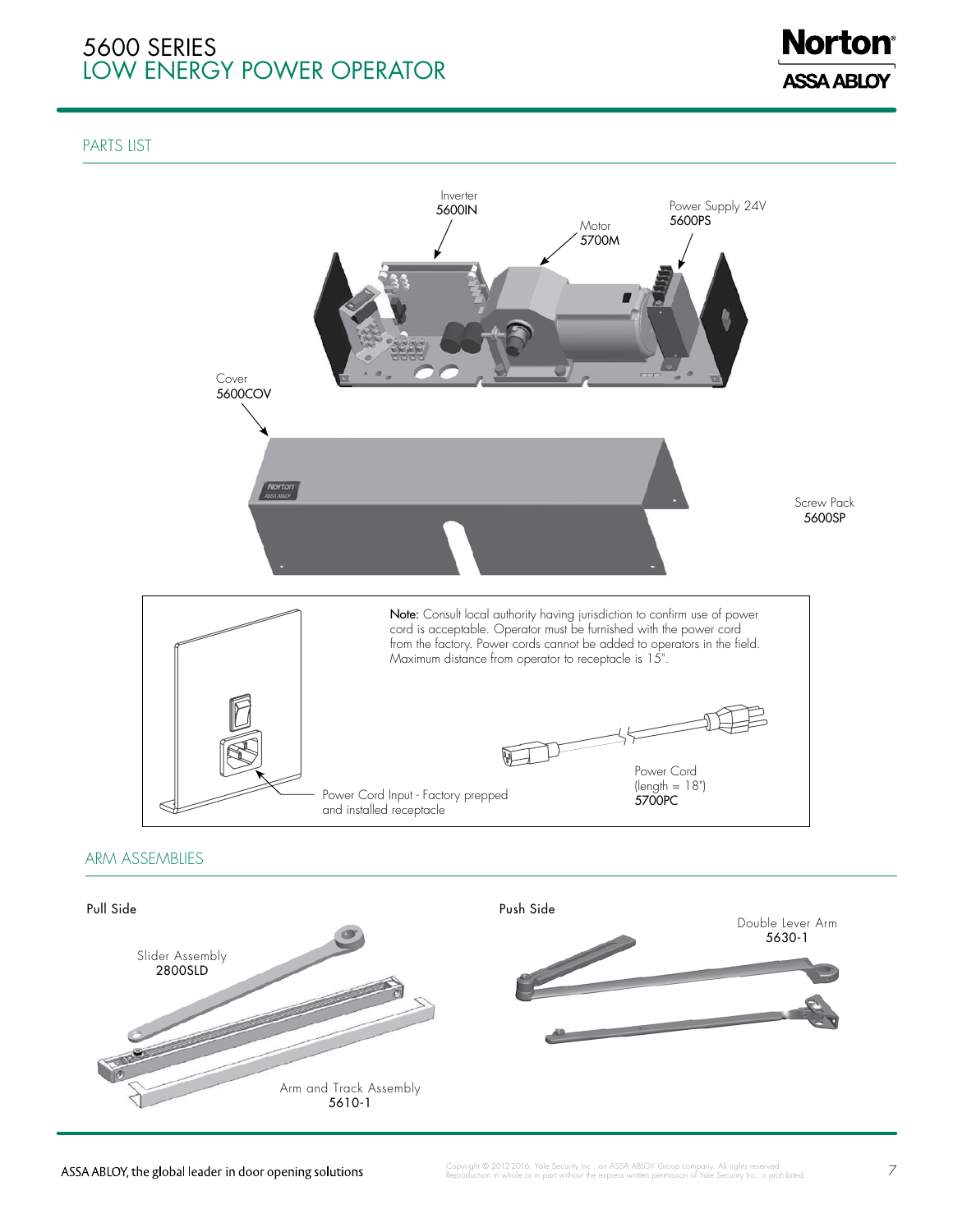# 5600 SERIES
## LOW ENERGY POWER OPERATOR

### PARTS LIST

Inverter
5600IN

Motor
5700M

Power Supply 24V
5600PS

Cover
5600COV

Screw Pack
5600SP

**Note:** Consult local authority having jurisdiction to confirm use of power cord is acceptable. Operator must be furnished with the power cord from the factory. Power cords cannot be added to operators in the field. Maximum distance from operator to receptacle is 15".

Power Cord Input - Factory prepped and installed receptacle

Power Cord
(length = 18")
5700PC

### ARM ASSEMBLIES

**Pull Side**

Slider Assembly
2800SLD

Arm and Track Assembly
5610-1

**Push Side**

Double Lever Arm
5630-1

ASSA ABLOY, the global leader in door opening solutions

Copyright © 2012-2016, Yale Security Inc., an ASSA ABLOY Group company. All rights reserved. Reproduction in whole or in part without the express written permission of Yale Security Inc. is prohibited.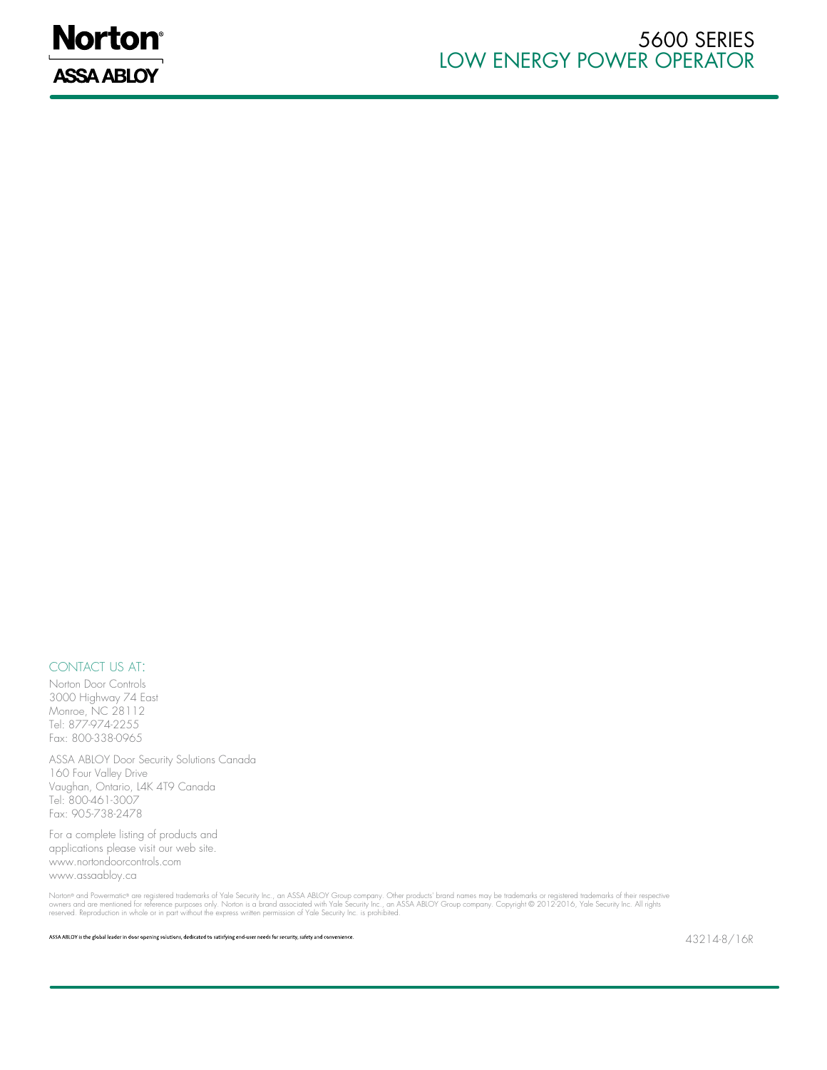## CONTACT US AT:

Norton Door Controls
3000 Highway 74 East
Monroe, NC 28112
Tel: 877-974-2255
Fax: 800-338-0965

ASSA ABLOY Door Security Solutions Canada
160 Four Valley Drive
Vaughan, Ontario, L4K 4T9 Canada
Tel: 800-461-3007
Fax: 905-738-2478

For a complete listing of products and applications please visit our web site.
www.nortondoorcontrols.com
www.assaabloy.ca

Norton® and Powermatic® are registered trademarks of Yale Security Inc., an ASSA ABLOY Group company. Other products' brand names may be trademarks or registered trademarks of their respective owners and are mentioned for reference purposes only. Norton is a brand associated with Yale Security Inc., an ASSA ABLOY Group company. Copyright © 2012-2016, Yale Security Inc. All rights reserved. Reproduction in whole or in part without the express written permission of Yale Security Inc. is prohibited.

ASSA ABLOY is the global leader in door opening solutions, dedicated to satisfying end-user needs for security, safety and convenience.

43214-8/16R